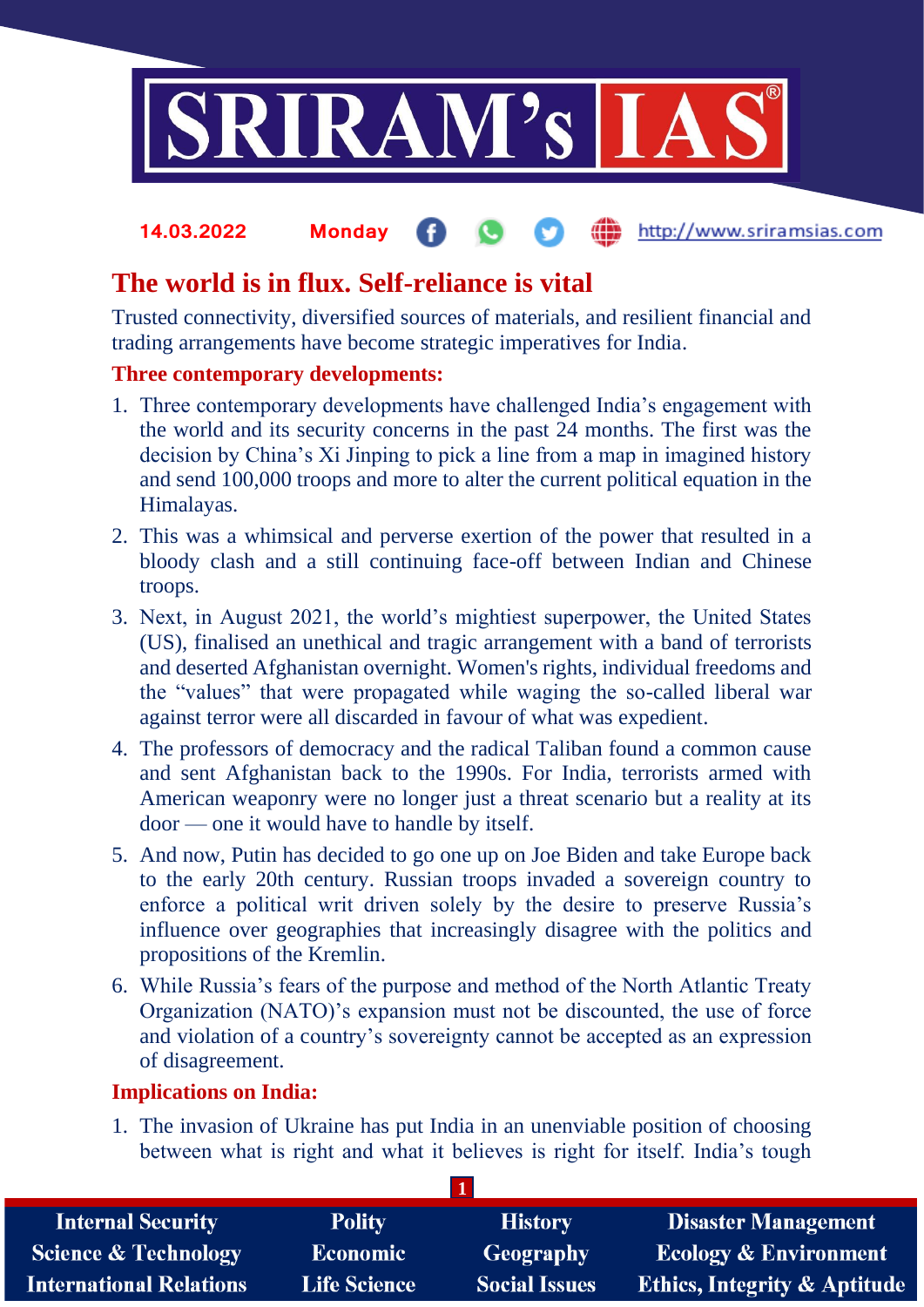# The world is in flux. Self-reliance is vital

Trusted connectivity, diversified sources of materials, and resilient financial and trading arrangements have become strategic imperatives for India.

## Three contemporary developments:

1. Three contemporary developments have challenged India's engagement with the world and its security concerns in the past 24 months. The first was the decision by China's Xi Jinping to pick a line from a map in imagined history and send 100,000 troops and more to alter the current political equation in the Himalayas.
2. This was a whimsical and perverse exertion of the power that resulted in a bloody clash and a still continuing face-off between Indian and Chinese troops.
3. Next, in August 2021, the world's mightiest superpower, the United States (US), finalised an unethical and tragic arrangement with a band of terrorists and deserted Afghanistan overnight. Women's rights, individual freedoms and the "values" that were propagated while waging the so-called liberal war against terror were all discarded in favour of what was expedient.
4. The professors of democracy and the radical Taliban found a common cause and sent Afghanistan back to the 1990s. For India, terrorists armed with American weaponry were no longer just a threat scenario but a reality at its door — one it would have to handle by itself.
5. And now, Putin has decided to go one up on Joe Biden and take Europe back to the early 20th century. Russian troops invaded a sovereign country to enforce a political writ driven solely by the desire to preserve Russia's influence over geographies that increasingly disagree with the politics and propositions of the Kremlin.
6. While Russia's fears of the purpose and method of the North Atlantic Treaty Organization (NATO)'s expansion must not be discounted, the use of force and violation of a country's sovereignty cannot be accepted as an expression of disagreement.

## Implications on India:

1. The invasion of Ukraine has put India in an unenviable position of choosing between what is right and what it believes is right for itself. India's tough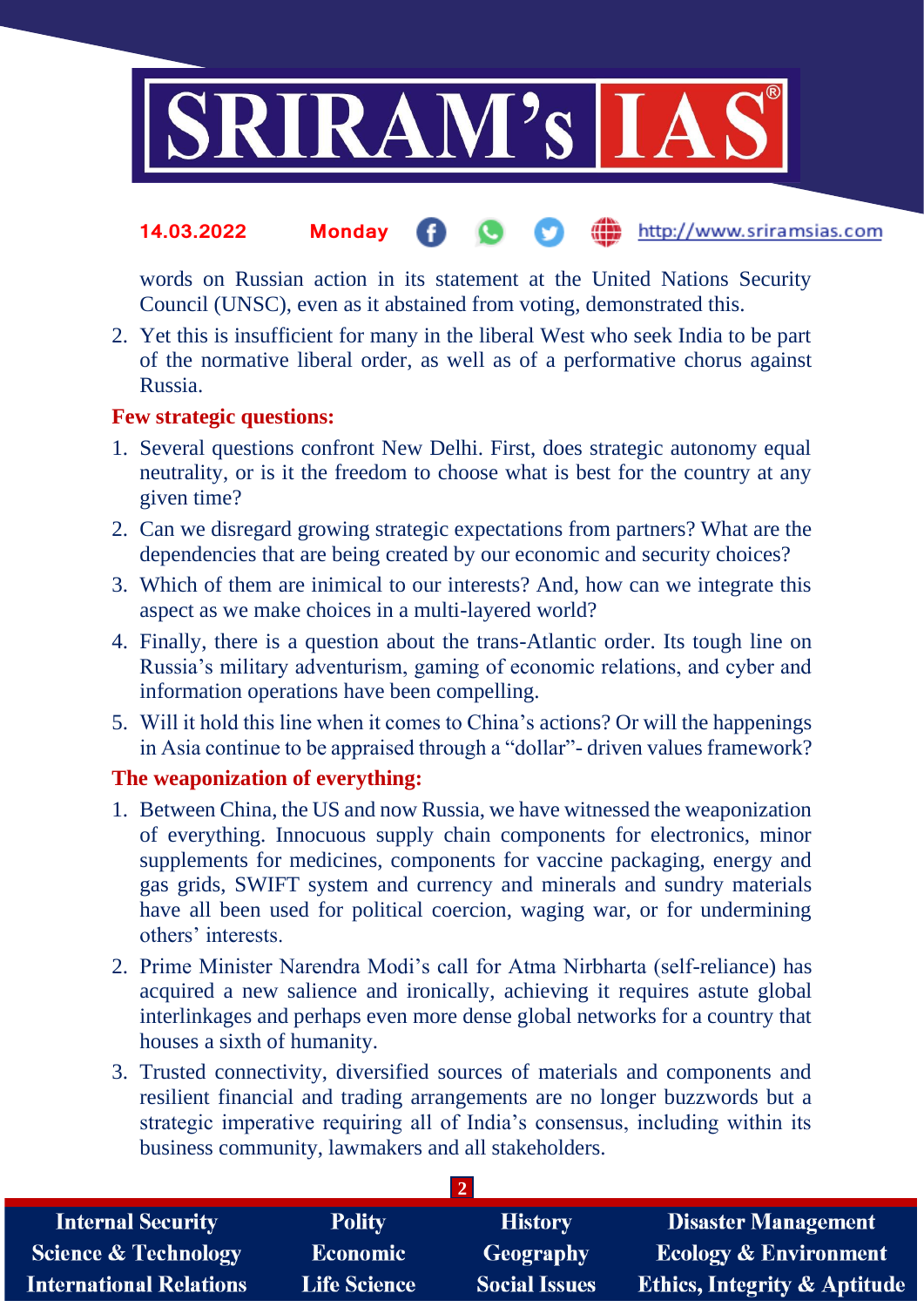words on Russian action in its statement at the United Nations Security Council (UNSC), even as it abstained from voting, demonstrated this.

2. Yet this is insufficient for many in the liberal West who seek India to be part of the normative liberal order, as well as of a performative chorus against Russia.

### Few strategic questions:

1. Several questions confront New Delhi. First, does strategic autonomy equal neutrality, or is it the freedom to choose what is best for the country at any given time?
2. Can we disregard growing strategic expectations from partners? What are the dependencies that are being created by our economic and security choices?
3. Which of them are inimical to our interests? And, how can we integrate this aspect as we make choices in a multi-layered world?
4. Finally, there is a question about the trans-Atlantic order. Its tough line on Russia's military adventurism, gaming of economic relations, and cyber and information operations have been compelling.
5. Will it hold this line when it comes to China's actions? Or will the happenings in Asia continue to be appraised through a "dollar"- driven values framework?

### The weaponization of everything:

1. Between China, the US and now Russia, we have witnessed the weaponization of everything. Innocuous supply chain components for electronics, minor supplements for medicines, components for vaccine packaging, energy and gas grids, SWIFT system and currency and minerals and sundry materials have all been used for political coercion, waging war, or for undermining others' interests.
2. Prime Minister Narendra Modi's call for Atma Nirbharta (self-reliance) has acquired a new salience and ironically, achieving it requires astute global interlinkages and perhaps even more dense global networks for a country that houses a sixth of humanity.
3. Trusted connectivity, diversified sources of materials and components and resilient financial and trading arrangements are no longer buzzwords but a strategic imperative requiring all of India's consensus, including within its business community, lawmakers and all stakeholders.